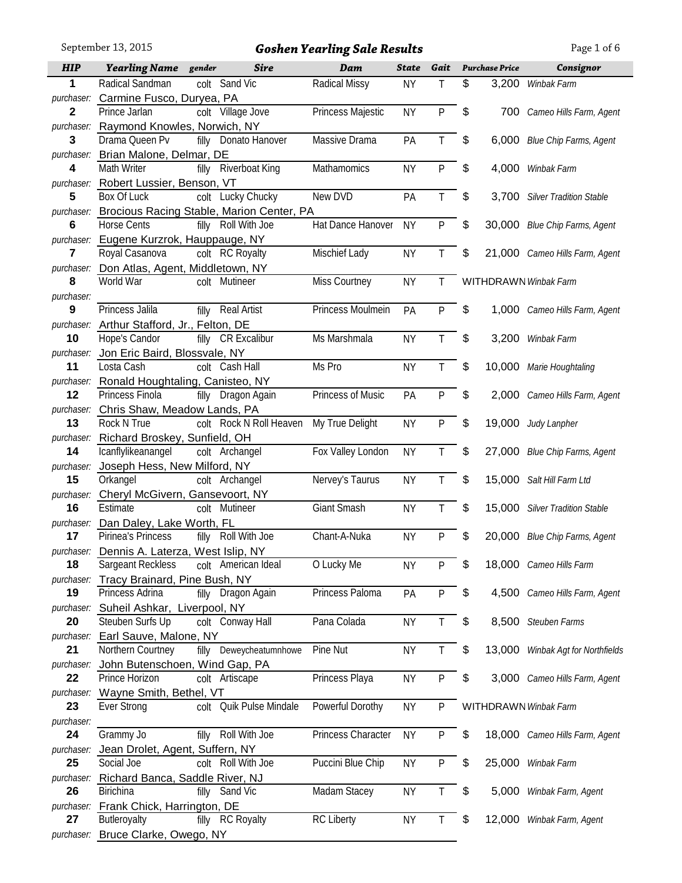# Goshen Yearling Sale Results

September 13, 2015

| HIP | Yearling Name | gender | Sire | Dam | State | Gait | Purchase Price | Consignor |
|---|---|---|---|---|---|---|---|---|
| 1 | Radical Sandman | colt | Sand Vic | Radical Missy | NY | T | $ 3,200 | Winbak Farm |
| purchaser: | Carmine Fusco, Duryea, PA | | | | | | | |
| 2 | Prince Jarlan | colt | Village Jove | Princess Majestic | NY | P | $ 700 | Cameo Hills Farm, Agent |
| purchaser: | Raymond Knowles, Norwich, NY | | | | | | | |
| 3 | Drama Queen Pv | filly | Donato Hanover | Massive Drama | PA | T | $ 6,000 | Blue Chip Farms, Agent |
| purchaser: | Brian Malone, Delmar, DE | | | | | | | |
| 4 | Math Writer | filly | Riverboat King | Mathamomics | NY | P | $ 4,000 | Winbak Farm |
| purchaser: | Robert Lussier, Benson, VT | | | | | | | |
| 5 | Box Of Luck | colt | Lucky Chucky | New DVD | PA | T | $ 3,700 | Silver Tradition Stable |
| purchaser: | Brocious Racing Stable, Marion Center, PA | | | | | | | |
| 6 | Horse Cents | filly | Roll With Joe | Hat Dance Hanover | NY | P | $ 30,000 | Blue Chip Farms, Agent |
| purchaser: | Eugene Kurzrok, Hauppauge, NY | | | | | | | |
| 7 | Royal Casanova | colt | RC Royalty | Mischief Lady | NY | T | $ 21,000 | Cameo Hills Farm, Agent |
| purchaser: | Don Atlas, Agent, Middletown, NY | | | | | | | |
| 8 | World War | colt | Mutineer | Miss Courtney | NY | T | WITHDRAWN | Winbak Farm |
| purchaser: | | | | | | | | |
| 9 | Princess Jalila | filly | Real Artist | Princess Moulmein | PA | P | $ 1,000 | Cameo Hills Farm, Agent |
| purchaser: | Arthur Stafford, Jr., Felton, DE | | | | | | | |
| 10 | Hope's Candor | filly | CR Excalibur | Ms Marshmala | NY | T | $ 3,200 | Winbak Farm |
| purchaser: | Jon Eric Baird, Blossvale, NY | | | | | | | |
| 11 | Losta Cash | colt | Cash Hall | Ms Pro | NY | T | $ 10,000 | Marie Houghtaling |
| purchaser: | Ronald Houghtaling, Canisteo, NY | | | | | | | |
| 12 | Princess Finola | filly | Dragon Again | Princess of Music | PA | P | $ 2,000 | Cameo Hills Farm, Agent |
| purchaser: | Chris Shaw, Meadow Lands, PA | | | | | | | |
| 13 | Rock N True | colt | Rock N Roll Heaven | My True Delight | NY | P | $ 19,000 | Judy Lanpher |
| purchaser: | Richard Broskey, Sunfield, OH | | | | | | | |
| 14 | Icanflylikeanangel | colt | Archangel | Fox Valley London | NY | T | $ 27,000 | Blue Chip Farms, Agent |
| purchaser: | Joseph Hess, New Milford, NY | | | | | | | |
| 15 | Orkangel | colt | Archangel | Nervey's Taurus | NY | T | $ 15,000 | Salt Hill Farm Ltd |
| purchaser: | Cheryl McGivern, Gansevoort, NY | | | | | | | |
| 16 | Estimate | colt | Mutineer | Giant Smash | NY | T | $ 15,000 | Silver Tradition Stable |
| purchaser: | Dan Daley, Lake Worth, FL | | | | | | | |
| 17 | Pirinea's Princess | filly | Roll With Joe | Chant-A-Nuka | NY | P | $ 20,000 | Blue Chip Farms, Agent |
| purchaser: | Dennis A. Laterza, West Islip, NY | | | | | | | |
| 18 | Sargeant Reckless | colt | American Ideal | O Lucky Me | NY | P | $ 18,000 | Cameo Hills Farm |
| purchaser: | Tracy Brainard, Pine Bush, NY | | | | | | | |
| 19 | Princess Adrina | filly | Dragon Again | Princess Paloma | PA | P | $ 4,500 | Cameo Hills Farm, Agent |
| purchaser: | Suheil Ashkar, Liverpool, NY | | | | | | | |
| 20 | Steuben Surfs Up | colt | Conway Hall | Pana Colada | NY | T | $ 8,500 | Steuben Farms |
| purchaser: | Earl Sauve, Malone, NY | | | | | | | |
| 21 | Northern Courtney | filly | Deweycheatumnhowe | Pine Nut | NY | T | $ 13,000 | Winbak Agt for Northfields |
| purchaser: | John Butenschoen, Wind Gap, PA | | | | | | | |
| 22 | Prince Horizon | colt | Artiscape | Princess Playa | NY | P | $ 3,000 | Cameo Hills Farm, Agent |
| purchaser: | Wayne Smith, Bethel, VT | | | | | | | |
| 23 | Ever Strong | colt | Quik Pulse Mindale | Powerful Dorothy | NY | P | WITHDRAWN | Winbak Farm |
| purchaser: | | | | | | | | |
| 24 | Grammy Jo | filly | Roll With Joe | Princess Character | NY | P | $ 18,000 | Cameo Hills Farm, Agent |
| purchaser: | Jean Drolet, Agent, Suffern, NY | | | | | | | |
| 25 | Social Joe | colt | Roll With Joe | Puccini Blue Chip | NY | P | $ 25,000 | Winbak Farm |
| purchaser: | Richard Banca, Saddle River, NJ | | | | | | | |
| 26 | Birichina | filly | Sand Vic | Madam Stacey | NY | T | $ 5,000 | Winbak Farm, Agent |
| purchaser: | Frank Chick, Harrington, DE | | | | | | | |
| 27 | Butleroyalty | filly | RC Royalty | RC Liberty | NY | T | $ 12,000 | Winbak Farm, Agent |
| purchaser: | Bruce Clarke, Owego, NY | | | | | | | |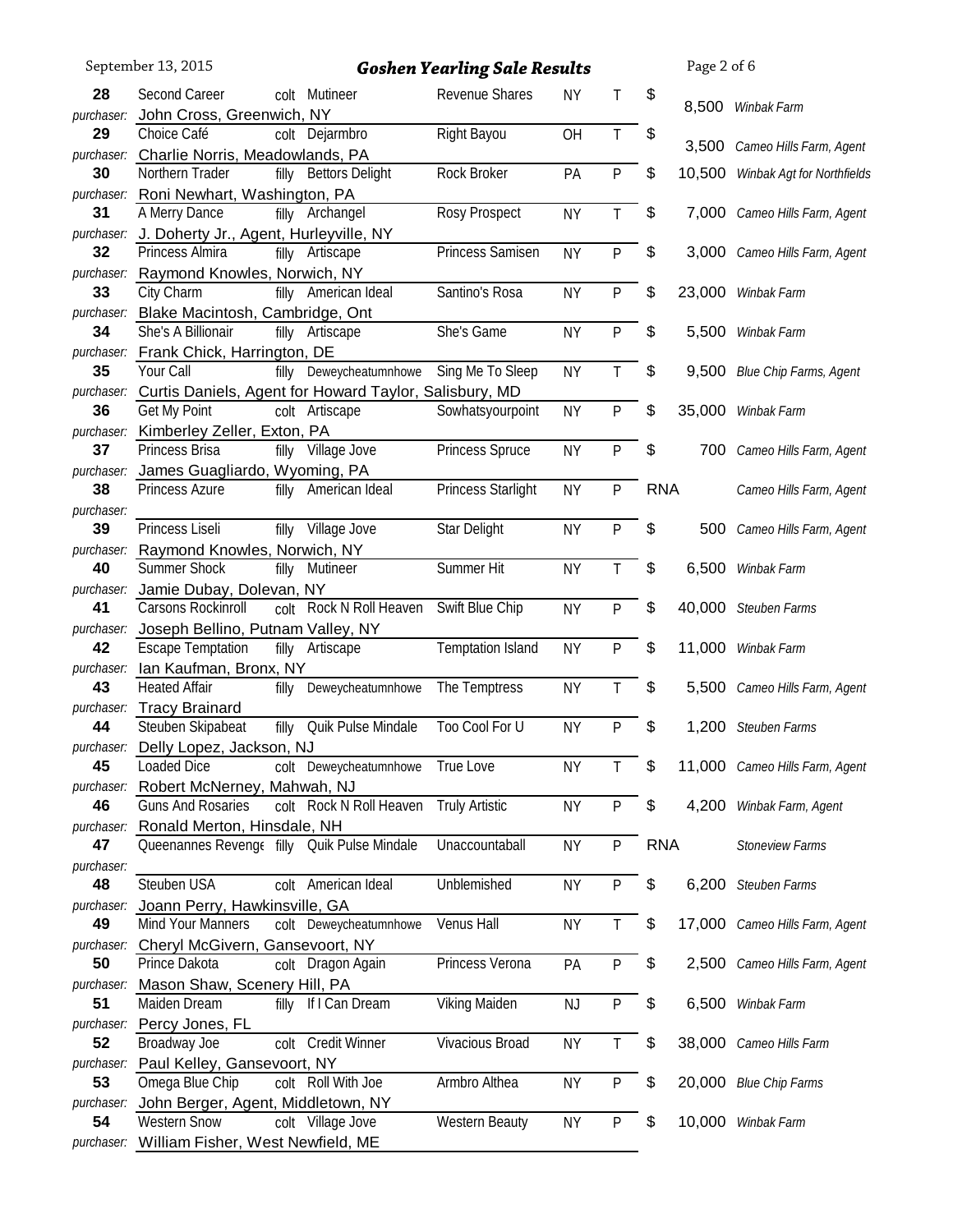# Goshen Yearling Sale Results

September 13, 2015

| Hip | Name | Sex | Sire | Dam | State | Gait | Price | Consignor |
|---|---|---|---|---|---|---|---|---|
| 28 | Second Career | colt | Mutineer | Revenue Shares | NY | T | $ 8,500 | Winbak Farm |
| purchaser: | John Cross, Greenwich, NY | | | | | | | |
| 29 | Choice Café | colt | Dejarmbro | Right Bayou | OH | T | $ 3,500 | Cameo Hills Farm, Agent |
| purchaser: | Charlie Norris, Meadowlands, PA | | | | | | | |
| 30 | Northern Trader | filly | Bettors Delight | Rock Broker | PA | P | $ 10,500 | Winbak Agt for Northfields |
| purchaser: | Roni Newhart, Washington, PA | | | | | | | |
| 31 | A Merry Dance | filly | Archangel | Rosy Prospect | NY | T | $ 7,000 | Cameo Hills Farm, Agent |
| purchaser: | J. Doherty Jr., Agent, Hurleyville, NY | | | | | | | |
| 32 | Princess Almira | filly | Artiscape | Princess Samisen | NY | P | $ 3,000 | Cameo Hills Farm, Agent |
| purchaser: | Raymond Knowles, Norwich, NY | | | | | | | |
| 33 | City Charm | filly | American Ideal | Santino's Rosa | NY | P | $ 23,000 | Winbak Farm |
| purchaser: | Blake Macintosh, Cambridge, Ont | | | | | | | |
| 34 | She's A Billionair | filly | Artiscape | She's Game | NY | P | $ 5,500 | Winbak Farm |
| purchaser: | Frank Chick, Harrington, DE | | | | | | | |
| 35 | Your Call | filly | Deweycheatumnhowe | Sing Me To Sleep | NY | T | $ 9,500 | Blue Chip Farms, Agent |
| purchaser: | Curtis Daniels, Agent for Howard Taylor, Salisbury, MD | | | | | | | |
| 36 | Get My Point | colt | Artiscape | Sowhatsyourpoint | NY | P | $ 35,000 | Winbak Farm |
| purchaser: | Kimberley Zeller, Exton, PA | | | | | | | |
| 37 | Princess Brisa | filly | Village Jove | Princess Spruce | NY | P | $ 700 | Cameo Hills Farm, Agent |
| purchaser: | James Guagliardo, Wyoming, PA | | | | | | | |
| 38 | Princess Azure | filly | American Ideal | Princess Starlight | NY | P | RNA | Cameo Hills Farm, Agent |
| purchaser: | | | | | | | | |
| 39 | Princess Liseli | filly | Village Jove | Star Delight | NY | P | $ 500 | Cameo Hills Farm, Agent |
| purchaser: | Raymond Knowles, Norwich, NY | | | | | | | |
| 40 | Summer Shock | filly | Mutineer | Summer Hit | NY | T | $ 6,500 | Winbak Farm |
| purchaser: | Jamie Dubay, Dolevan, NY | | | | | | | |
| 41 | Carsons Rockinroll | colt | Rock N Roll Heaven | Swift Blue Chip | NY | P | $ 40,000 | Steuben Farms |
| purchaser: | Joseph Bellino, Putnam Valley, NY | | | | | | | |
| 42 | Escape Temptation | filly | Artiscape | Temptation Island | NY | P | $ 11,000 | Winbak Farm |
| purchaser: | Ian Kaufman, Bronx, NY | | | | | | | |
| 43 | Heated Affair | filly | Deweycheatumnhowe | The Temptress | NY | T | $ 5,500 | Cameo Hills Farm, Agent |
| purchaser: | Tracy Brainard | | | | | | | |
| 44 | Steuben Skipabeat | filly | Quik Pulse Mindale | Too Cool For U | NY | P | $ 1,200 | Steuben Farms |
| purchaser: | Delly Lopez, Jackson, NJ | | | | | | | |
| 45 | Loaded Dice | colt | Deweycheatumnhowe | True Love | NY | T | $ 11,000 | Cameo Hills Farm, Agent |
| purchaser: | Robert McNerney, Mahwah, NJ | | | | | | | |
| 46 | Guns And Rosaries | colt | Rock N Roll Heaven | Truly Artistic | NY | P | $ 4,200 | Winbak Farm, Agent |
| purchaser: | Ronald Merton, Hinsdale, NH | | | | | | | |
| 47 | Queenannes Revenge | filly | Quik Pulse Mindale | Unaccountaball | NY | P | RNA | Stoneview Farms |
| purchaser: | | | | | | | | |
| 48 | Steuben USA | colt | American Ideal | Unblemished | NY | P | $ 6,200 | Steuben Farms |
| purchaser: | Joann Perry, Hawkinsville, GA | | | | | | | |
| 49 | Mind Your Manners | colt | Deweycheatumnhowe | Venus Hall | NY | T | $ 17,000 | Cameo Hills Farm, Agent |
| purchaser: | Cheryl McGivern, Gansevoort, NY | | | | | | | |
| 50 | Prince Dakota | colt | Dragon Again | Princess Verona | PA | P | $ 2,500 | Cameo Hills Farm, Agent |
| purchaser: | Mason Shaw, Scenery Hill, PA | | | | | | | |
| 51 | Maiden Dream | filly | If I Can Dream | Viking Maiden | NJ | P | $ 6,500 | Winbak Farm |
| purchaser: | Percy Jones, FL | | | | | | | |
| 52 | Broadway Joe | colt | Credit Winner | Vivacious Broad | NY | T | $ 38,000 | Cameo Hills Farm |
| purchaser: | Paul Kelley, Gansevoort, NY | | | | | | | |
| 53 | Omega Blue Chip | colt | Roll With Joe | Armbro Althea | NY | P | $ 20,000 | Blue Chip Farms |
| purchaser: | John Berger, Agent, Middletown, NY | | | | | | | |
| 54 | Western Snow | colt | Village Jove | Western Beauty | NY | P | $ 10,000 | Winbak Farm |
| purchaser: | William Fisher, West Newfield, ME | | | | | | | |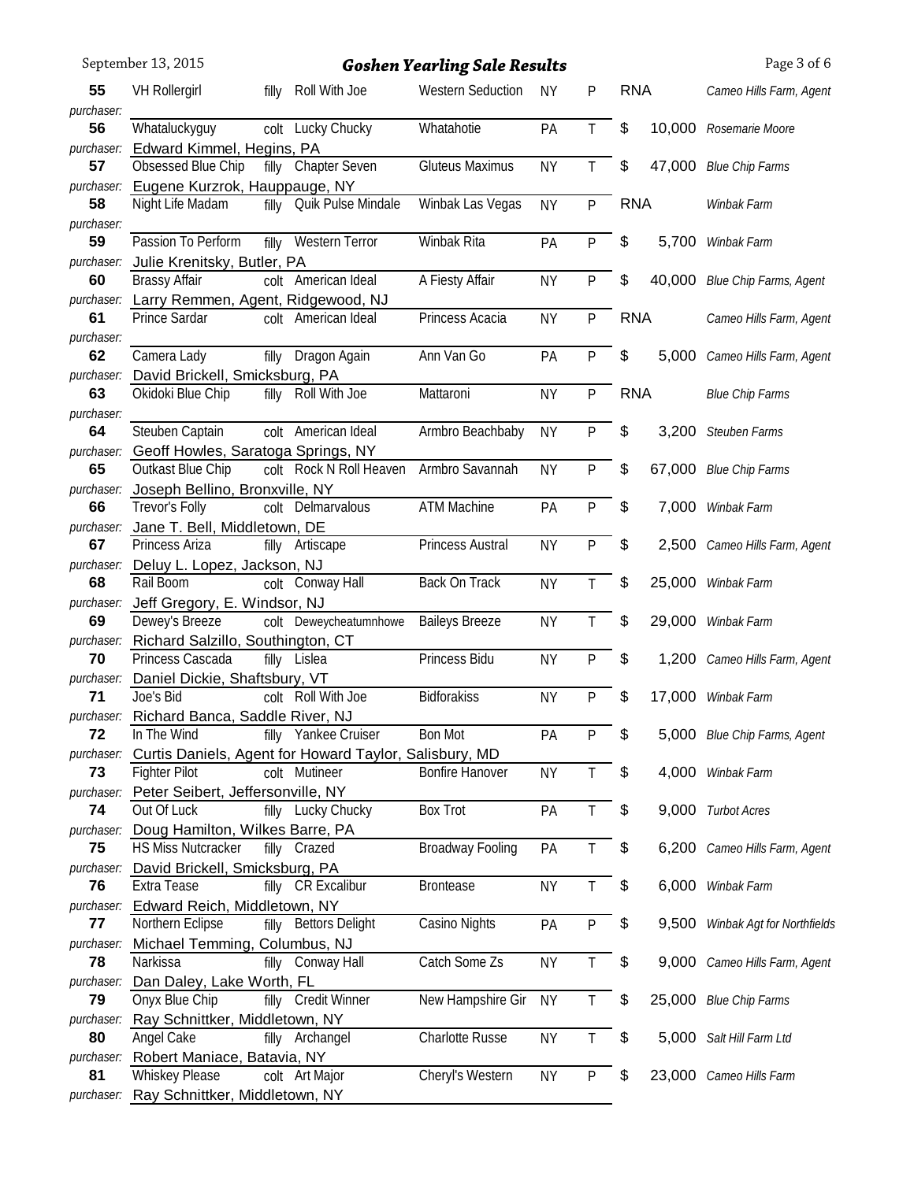## Goshen Yearling Sale Results

September 13, 2015

| Hip | Name | Sex | Sire | Dam | State | Gait | Price | Consignor |
|---|---|---|---|---|---|---|---|---|
| 55 | VH Rollergirl | filly | Roll With Joe | Western Seduction | NY | P | RNA | Cameo Hills Farm, Agent |
| | purchaser: | | | | | | | |
| 56 | Whataluckyguy | colt | Lucky Chucky | Whatahotie | PA | T | $ 10,000 | Rosemarie Moore |
| | purchaser: Edward Kimmel, Hegins, PA | | | | | | | |
| 57 | Obsessed Blue Chip | filly | Chapter Seven | Gluteus Maximus | NY | T | $ 47,000 | Blue Chip Farms |
| | purchaser: Eugene Kurzrok, Hauppauge, NY | | | | | | | |
| 58 | Night Life Madam | filly | Quik Pulse Mindale | Winbak Las Vegas | NY | P | RNA | Winbak Farm |
| | purchaser: | | | | | | | |
| 59 | Passion To Perform | filly | Western Terror | Winbak Rita | PA | P | $ 5,700 | Winbak Farm |
| | purchaser: Julie Krenitsky, Butler, PA | | | | | | | |
| 60 | Brassy Affair | colt | American Ideal | A Fiesty Affair | NY | P | $ 40,000 | Blue Chip Farms, Agent |
| | purchaser: Larry Remmen, Agent, Ridgewood, NJ | | | | | | | |
| 61 | Prince Sardar | colt | American Ideal | Princess Acacia | NY | P | RNA | Cameo Hills Farm, Agent |
| | purchaser: | | | | | | | |
| 62 | Camera Lady | filly | Dragon Again | Ann Van Go | PA | P | $ 5,000 | Cameo Hills Farm, Agent |
| | purchaser: David Brickell, Smicksburg, PA | | | | | | | |
| 63 | Okidoki Blue Chip | filly | Roll With Joe | Mattaroni | NY | P | RNA | Blue Chip Farms |
| | purchaser: | | | | | | | |
| 64 | Steuben Captain | colt | American Ideal | Armbro Beachbaby | NY | P | $ 3,200 | Steuben Farms |
| | purchaser: Geoff Howles, Saratoga Springs, NY | | | | | | | |
| 65 | Outkast Blue Chip | colt | Rock N Roll Heaven | Armbro Savannah | NY | P | $ 67,000 | Blue Chip Farms |
| | purchaser: Joseph Bellino, Bronxville, NY | | | | | | | |
| 66 | Trevor's Folly | colt | Delmarvalous | ATM Machine | PA | P | $ 7,000 | Winbak Farm |
| | purchaser: Jane T. Bell, Middletown, DE | | | | | | | |
| 67 | Princess Ariza | filly | Artiscape | Princess Austral | NY | P | $ 2,500 | Cameo Hills Farm, Agent |
| | purchaser: Deluy L. Lopez, Jackson, NJ | | | | | | | |
| 68 | Rail Boom | colt | Conway Hall | Back On Track | NY | T | $ 25,000 | Winbak Farm |
| | purchaser: Jeff Gregory, E. Windsor, NJ | | | | | | | |
| 69 | Dewey's Breeze | colt | Deweycheatumnhowe | Baileys Breeze | NY | T | $ 29,000 | Winbak Farm |
| | purchaser: Richard Salzillo, Southington, CT | | | | | | | |
| 70 | Princess Cascada | filly | Lislea | Princess Bidu | NY | P | $ 1,200 | Cameo Hills Farm, Agent |
| | purchaser: Daniel Dickie, Shaftsbury, VT | | | | | | | |
| 71 | Joe's Bid | colt | Roll With Joe | Bidforakiss | NY | P | $ 17,000 | Winbak Farm |
| | purchaser: Richard Banca, Saddle River, NJ | | | | | | | |
| 72 | In The Wind | filly | Yankee Cruiser | Bon Mot | PA | P | $ 5,000 | Blue Chip Farms, Agent |
| | purchaser: Curtis Daniels, Agent for Howard Taylor, Salisbury, MD | | | | | | | |
| 73 | Fighter Pilot | colt | Mutineer | Bonfire Hanover | NY | T | $ 4,000 | Winbak Farm |
| | purchaser: Peter Seibert, Jeffersonville, NY | | | | | | | |
| 74 | Out Of Luck | filly | Lucky Chucky | Box Trot | PA | T | $ 9,000 | Turbot Acres |
| | purchaser: Doug Hamilton, Wilkes Barre, PA | | | | | | | |
| 75 | HS Miss Nutcracker | filly | Crazed | Broadway Fooling | PA | T | $ 6,200 | Cameo Hills Farm, Agent |
| | purchaser: David Brickell, Smicksburg, PA | | | | | | | |
| 76 | Extra Tease | filly | CR Excalibur | Brontease | NY | T | $ 6,000 | Winbak Farm |
| | purchaser: Edward Reich, Middletown, NY | | | | | | | |
| 77 | Northern Eclipse | filly | Bettors Delight | Casino Nights | PA | P | $ 9,500 | Winbak Agt for Northfields |
| | purchaser: Michael Temming, Columbus, NJ | | | | | | | |
| 78 | Narkissa | filly | Conway Hall | Catch Some Zs | NY | T | $ 9,000 | Cameo Hills Farm, Agent |
| | purchaser: Dan Daley, Lake Worth, FL | | | | | | | |
| 79 | Onyx Blue Chip | filly | Credit Winner | New Hampshire Gir | NY | T | $ 25,000 | Blue Chip Farms |
| | purchaser: Ray Schnittker, Middletown, NY | | | | | | | |
| 80 | Angel Cake | filly | Archangel | Charlotte Russe | NY | T | $ 5,000 | Salt Hill Farm Ltd |
| | purchaser: Robert Maniace, Batavia, NY | | | | | | | |
| 81 | Whiskey Please | colt | Art Major | Cheryl's Western | NY | P | $ 23,000 | Cameo Hills Farm |
| | purchaser: Ray Schnittker, Middletown, NY | | | | | | | |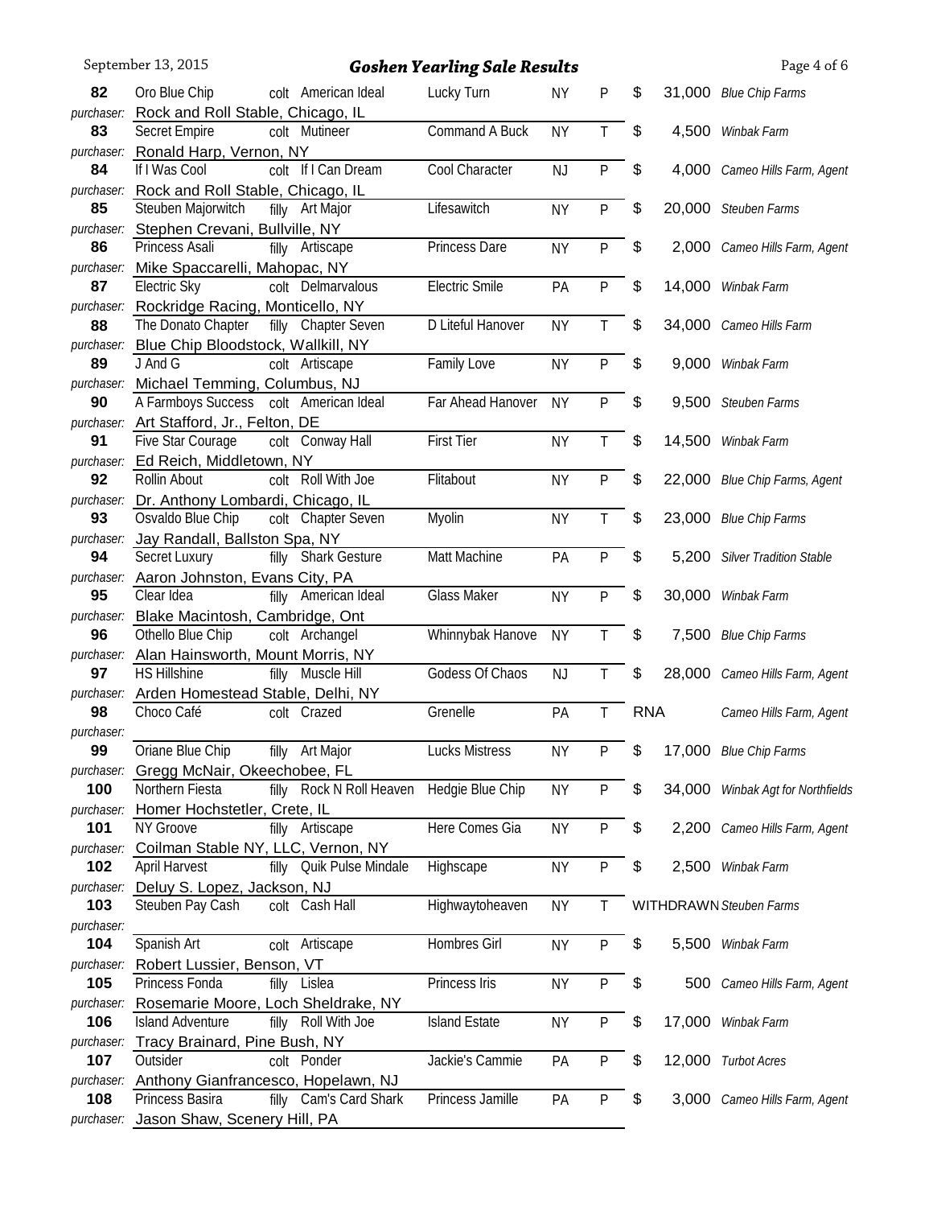# Goshen Yearling Sale Results

September 13, 2015

| Hip | Name | Sex | Sire | Dam | State | Gait | Price | Consignor |
|---|---|---|---|---|---|---|---|---|
| 82 | Oro Blue Chip | colt | American Ideal | Lucky Turn | NY | P | $ 31,000 | Blue Chip Farms |
| purchaser: | Rock and Roll Stable, Chicago, IL | | | | | | | |
| 83 | Secret Empire | colt | Mutineer | Command A Buck | NY | T | $ 4,500 | Winbak Farm |
| purchaser: | Ronald Harp, Vernon, NY | | | | | | | |
| 84 | If I Was Cool | colt | If I Can Dream | Cool Character | NJ | P | $ 4,000 | Cameo Hills Farm, Agent |
| purchaser: | Rock and Roll Stable, Chicago, IL | | | | | | | |
| 85 | Steuben Majorwitch | filly | Art Major | Lifesawitch | NY | P | $ 20,000 | Steuben Farms |
| purchaser: | Stephen Crevani, Bullville, NY | | | | | | | |
| 86 | Princess Asali | filly | Artiscape | Princess Dare | NY | P | $ 2,000 | Cameo Hills Farm, Agent |
| purchaser: | Mike Spaccarelli, Mahopac, NY | | | | | | | |
| 87 | Electric Sky | colt | Delmarvalous | Electric Smile | PA | P | $ 14,000 | Winbak Farm |
| purchaser: | Rockridge Racing, Monticello, NY | | | | | | | |
| 88 | The Donato Chapter | filly | Chapter Seven | D Liteful Hanover | NY | T | $ 34,000 | Cameo Hills Farm |
| purchaser: | Blue Chip Bloodstock, Wallkill, NY | | | | | | | |
| 89 | J And G | colt | Artiscape | Family Love | NY | P | $ 9,000 | Winbak Farm |
| purchaser: | Michael Temming, Columbus, NJ | | | | | | | |
| 90 | A Farmboys Success | colt | American Ideal | Far Ahead Hanover | NY | P | $ 9,500 | Steuben Farms |
| purchaser: | Art Stafford, Jr., Felton, DE | | | | | | | |
| 91 | Five Star Courage | colt | Conway Hall | First Tier | NY | T | $ 14,500 | Winbak Farm |
| purchaser: | Ed Reich, Middletown, NY | | | | | | | |
| 92 | Rollin About | colt | Roll With Joe | Flitabout | NY | P | $ 22,000 | Blue Chip Farms, Agent |
| purchaser: | Dr. Anthony Lombardi, Chicago, IL | | | | | | | |
| 93 | Osvaldo Blue Chip | colt | Chapter Seven | Myolin | NY | T | $ 23,000 | Blue Chip Farms |
| purchaser: | Jay Randall, Ballston Spa, NY | | | | | | | |
| 94 | Secret Luxury | filly | Shark Gesture | Matt Machine | PA | P | $ 5,200 | Silver Tradition Stable |
| purchaser: | Aaron Johnston, Evans City, PA | | | | | | | |
| 95 | Clear Idea | filly | American Ideal | Glass Maker | NY | P | $ 30,000 | Winbak Farm |
| purchaser: | Blake Macintosh, Cambridge, Ont | | | | | | | |
| 96 | Othello Blue Chip | colt | Archangel | Whinnybak Hanove | NY | T | $ 7,500 | Blue Chip Farms |
| purchaser: | Alan Hainsworth, Mount Morris, NY | | | | | | | |
| 97 | HS Hillshine | filly | Muscle Hill | Godess Of Chaos | NJ | T | $ 28,000 | Cameo Hills Farm, Agent |
| purchaser: | Arden Homestead Stable, Delhi, NY | | | | | | | |
| 98 | Choco Café | colt | Crazed | Grenelle | PA | T | RNA | Cameo Hills Farm, Agent |
| purchaser: | | | | | | | | |
| 99 | Oriane Blue Chip | filly | Art Major | Lucks Mistress | NY | P | $ 17,000 | Blue Chip Farms |
| purchaser: | Gregg McNair, Okeechobee, FL | | | | | | | |
| 100 | Northern Fiesta | filly | Rock N Roll Heaven | Hedgie Blue Chip | NY | P | $ 34,000 | Winbak Agt for Northfields |
| purchaser: | Homer Hochstetler, Crete, IL | | | | | | | |
| 101 | NY Groove | filly | Artiscape | Here Comes Gia | NY | P | $ 2,200 | Cameo Hills Farm, Agent |
| purchaser: | Coilman Stable NY, LLC, Vernon, NY | | | | | | | |
| 102 | April Harvest | filly | Quik Pulse Mindale | Highscape | NY | P | $ 2,500 | Winbak Farm |
| purchaser: | Deluy S. Lopez, Jackson, NJ | | | | | | | |
| 103 | Steuben Pay Cash | colt | Cash Hall | Highwaytoheaven | NY | T | WITHDRAWN | Steuben Farms |
| purchaser: | | | | | | | | |
| 104 | Spanish Art | colt | Artiscape | Hombres Girl | NY | P | $ 5,500 | Winbak Farm |
| purchaser: | Robert Lussier, Benson, VT | | | | | | | |
| 105 | Princess Fonda | filly | Lislea | Princess Iris | NY | P | $ 500 | Cameo Hills Farm, Agent |
| purchaser: | Rosemarie Moore, Loch Sheldrake, NY | | | | | | | |
| 106 | Island Adventure | filly | Roll With Joe | Island Estate | NY | P | $ 17,000 | Winbak Farm |
| purchaser: | Tracy Brainard, Pine Bush, NY | | | | | | | |
| 107 | Outsider | colt | Ponder | Jackie's Cammie | PA | P | $ 12,000 | Turbot Acres |
| purchaser: | Anthony Gianfrancesco, Hopelawn, NJ | | | | | | | |
| 108 | Princess Basira | filly | Cam's Card Shark | Princess Jamille | PA | P | $ 3,000 | Cameo Hills Farm, Agent |
| purchaser: | Jason Shaw, Scenery Hill, PA | | | | | | | |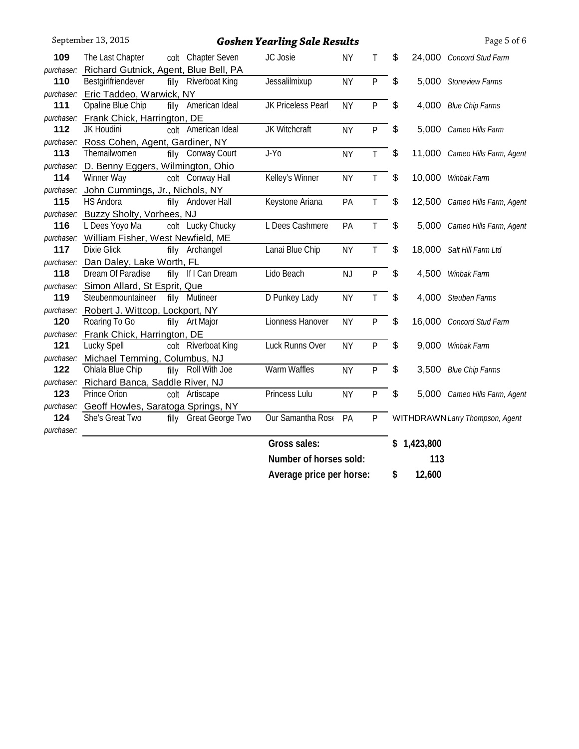| Hip | Name | Sex | Sire | Dam | State | Gait | Price | Consignor |
|---|---|---|---|---|---|---|---|---|
| 109 | The Last Chapter | colt | Chapter Seven | JC Josie | NY | T | $ 24,000 | *Concord Stud Farm* |
| *purchaser:* | Richard Gutnick, Agent, Blue Bell, PA | | | | | | | |
| 110 | Bestgirlfriendever | filly | Riverboat King | Jessalilmixup | NY | P | $ 5,000 | *Stoneview Farms* |
| *purchaser:* | Eric Taddeo, Warwick, NY | | | | | | | |
| 111 | Opaline Blue Chip | filly | American Ideal | JK Priceless Pearl | NY | P | $ 4,000 | *Blue Chip Farms* |
| *purchaser:* | Frank Chick, Harrington, DE | | | | | | | |
| 112 | JK Houdini | colt | American Ideal | JK Witchcraft | NY | P | $ 5,000 | *Cameo Hills Farm* |
| *purchaser:* | Ross Cohen, Agent, Gardiner, NY | | | | | | | |
| 113 | Themailwomen | filly | Conway Court | J-Yo | NY | T | $ 11,000 | *Cameo Hills Farm, Agent* |
| *purchaser:* | D. Benny Eggers, Wilmington, Ohio | | | | | | | |
| 114 | Winner Way | colt | Conway Hall | Kelley's Winner | NY | T | $ 10,000 | *Winbak Farm* |
| *purchaser:* | John Cummings, Jr., Nichols, NY | | | | | | | |
| 115 | HS Andora | filly | Andover Hall | Keystone Ariana | PA | T | $ 12,500 | *Cameo Hills Farm, Agent* |
| *purchaser:* | Buzzy Sholty, Vorhees, NJ | | | | | | | |
| 116 | L Dees Yoyo Ma | colt | Lucky Chucky | L Dees Cashmere | PA | T | $ 5,000 | *Cameo Hills Farm, Agent* |
| *purchaser:* | William Fisher, West Newfield, ME | | | | | | | |
| 117 | Dixie Glick | filly | Archangel | Lanai Blue Chip | NY | T | $ 18,000 | *Salt Hill Farm Ltd* |
| *purchaser:* | Dan Daley, Lake Worth, FL | | | | | | | |
| 118 | Dream Of Paradise | filly | If I Can Dream | Lido Beach | NJ | P | $ 4,500 | *Winbak Farm* |
| *purchaser:* | Simon Allard, St Esprit, Que | | | | | | | |
| 119 | Steubenmountaineer | filly | Mutineer | D Punkey Lady | NY | T | $ 4,000 | *Steuben Farms* |
| *purchaser:* | Robert J. Wittcop, Lockport, NY | | | | | | | |
| 120 | Roaring To Go | filly | Art Major | Lionness Hanover | NY | P | $ 16,000 | *Concord Stud Farm* |
| *purchaser:* | Frank Chick, Harrington, DE | | | | | | | |
| 121 | Lucky Spell | colt | Riverboat King | Luck Runns Over | NY | P | $ 9,000 | *Winbak Farm* |
| *purchaser:* | Michael Temming, Columbus, NJ | | | | | | | |
| 122 | Ohlala Blue Chip | filly | Roll With Joe | Warm Waffles | NY | P | $ 3,500 | *Blue Chip Farms* |
| *purchaser:* | Richard Banca, Saddle River, NJ | | | | | | | |
| 123 | Prince Orion | colt | Artiscape | Princess Lulu | NY | P | $ 5,000 | *Cameo Hills Farm, Agent* |
| *purchaser:* | Geoff Howles, Saratoga Springs, NY | | | | | | | |
| 124 | She's Great Two | filly | Great George Two | Our Samantha Rose | PA | P | WITHDRAWN | *Larry Thompson, Agent* |
| *purchaser:* | | | | | | | | |

**Gross sales:** $ 1,423,800

**Number of horses sold:** 113

**Average price per horse:** $ 12,600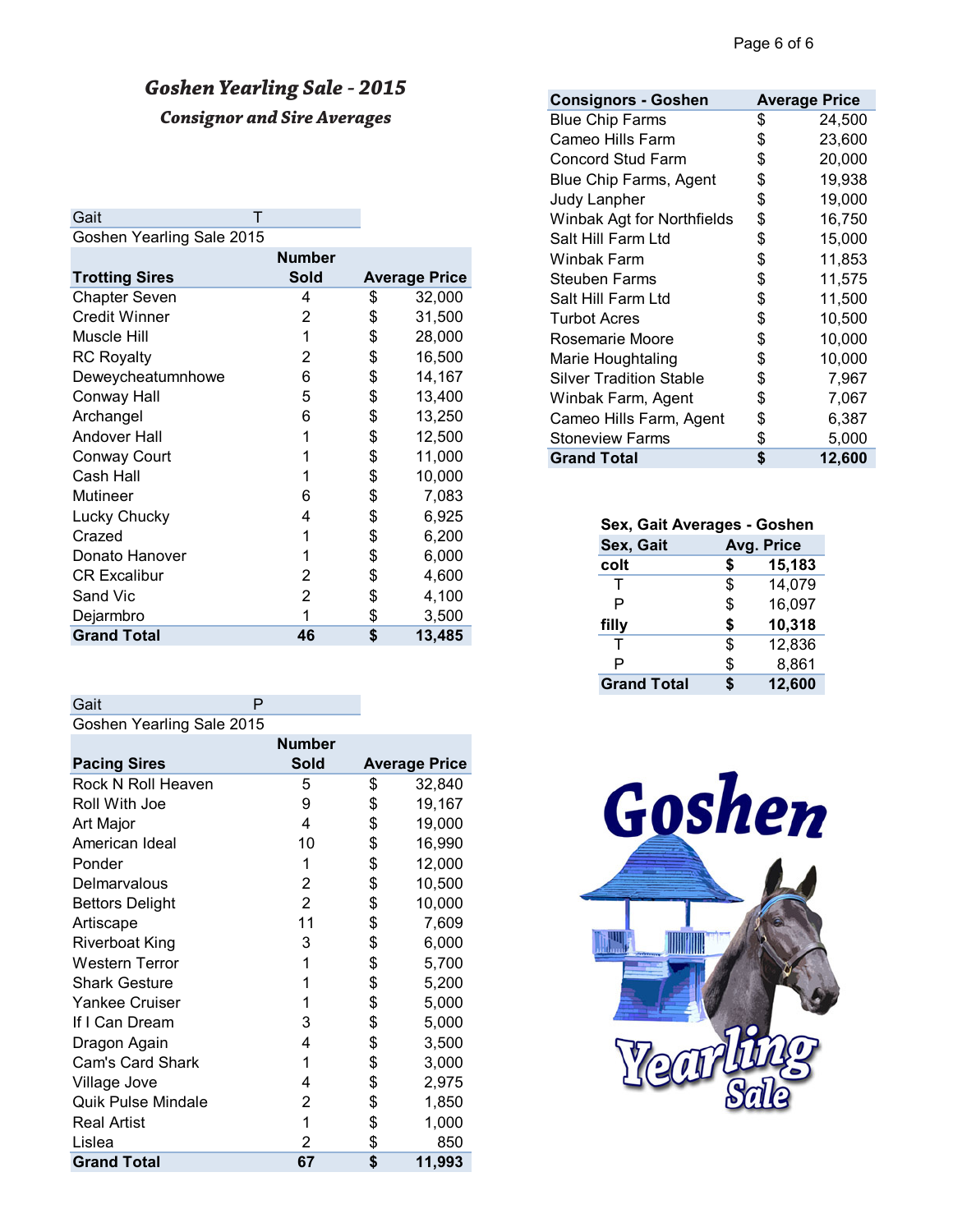# *Goshen Yearling Sale - 2015*

## *Consignor and Sire Averages*

| Gait | T | |
|---|---|---|
| Goshen Yearling Sale 2015 | | |
| **Trotting Sires** | **Number Sold** | **Average Price** |
| Chapter Seven | 4 | $ 32,000 |
| Credit Winner | 2 | $ 31,500 |
| Muscle Hill | 1 | $ 28,000 |
| RC Royalty | 2 | $ 16,500 |
| Deweycheatumnhowe | 6 | $ 14,167 |
| Conway Hall | 5 | $ 13,400 |
| Archangel | 6 | $ 13,250 |
| Andover Hall | 1 | $ 12,500 |
| Conway Court | 1 | $ 11,000 |
| Cash Hall | 1 | $ 10,000 |
| Mutineer | 6 | $ 7,083 |
| Lucky Chucky | 4 | $ 6,925 |
| Crazed | 1 | $ 6,200 |
| Donato Hanover | 1 | $ 6,000 |
| CR Excalibur | 2 | $ 4,600 |
| Sand Vic | 2 | $ 4,100 |
| Dejarmbro | 1 | $ 3,500 |
| **Grand Total** | **46** | **$ 13,485** |

| Gait | P | |
|---|---|---|
| Goshen Yearling Sale 2015 | | |
| **Pacing Sires** | **Number Sold** | **Average Price** |
| Rock N Roll Heaven | 5 | $ 32,840 |
| Roll With Joe | 9 | $ 19,167 |
| Art Major | 4 | $ 19,000 |
| American Ideal | 10 | $ 16,990 |
| Ponder | 1 | $ 12,000 |
| Delmarvalous | 2 | $ 10,500 |
| Bettors Delight | 2 | $ 10,000 |
| Artiscape | 11 | $ 7,609 |
| Riverboat King | 3 | $ 6,000 |
| Western Terror | 1 | $ 5,700 |
| Shark Gesture | 1 | $ 5,200 |
| Yankee Cruiser | 1 | $ 5,000 |
| If I Can Dream | 3 | $ 5,000 |
| Dragon Again | 4 | $ 3,500 |
| Cam's Card Shark | 1 | $ 3,000 |
| Village Jove | 4 | $ 2,975 |
| Quik Pulse Mindale | 2 | $ 1,850 |
| Real Artist | 1 | $ 1,000 |
| Lislea | 2 | $ 850 |
| **Grand Total** | **67** | **$ 11,993** |

| **Consignors - Goshen** | **Average Price** |
|---|---|
| Blue Chip Farms | $ 24,500 |
| Cameo Hills Farm | $ 23,600 |
| Concord Stud Farm | $ 20,000 |
| Blue Chip Farms, Agent | $ 19,938 |
| Judy Lanpher | $ 19,000 |
| Winbak Agt for Northfields | $ 16,750 |
| Salt Hill Farm Ltd | $ 15,000 |
| Winbak Farm | $ 11,853 |
| Steuben Farms | $ 11,575 |
| Salt Hill Farm Ltd | $ 11,500 |
| Turbot Acres | $ 10,500 |
| Rosemarie Moore | $ 10,000 |
| Marie Houghtaling | $ 10,000 |
| Silver Tradition Stable | $ 7,967 |
| Winbak Farm, Agent | $ 7,067 |
| Cameo Hills Farm, Agent | $ 6,387 |
| Stoneview Farms | $ 5,000 |
| **Grand Total** | **$ 12,600** |

**Sex, Gait Averages - Goshen**

| **Sex, Gait** | **Avg. Price** |
|---|---|
| **colt** | **$ 15,183** |
| T | $ 14,079 |
| P | $ 16,097 |
| **filly** | **$ 10,318** |
| T | $ 12,836 |
| P | $ 8,861 |
| **Grand Total** | **$ 12,600** |

Goshen Yearling Sale